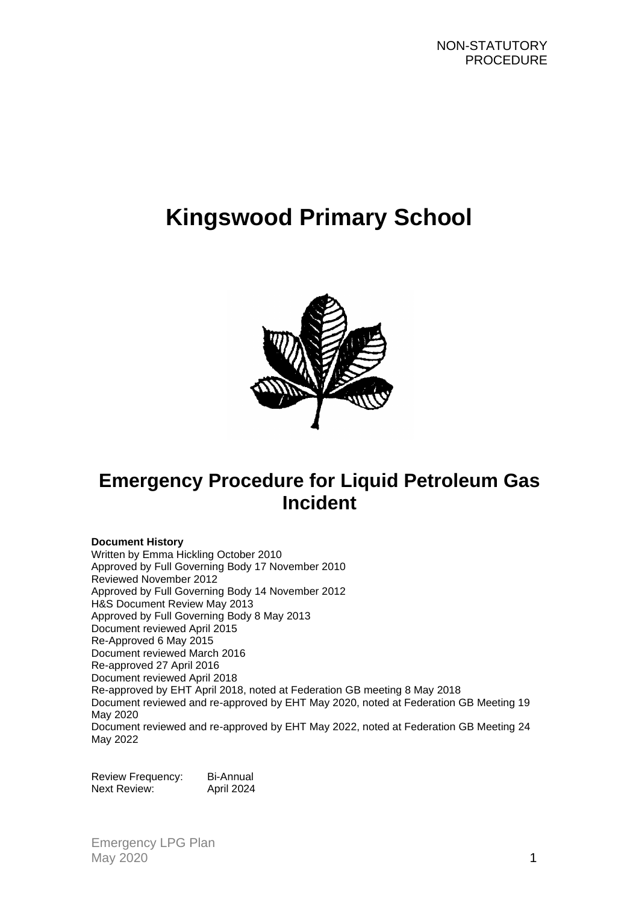NON-STATUTORY PROCEDURE

# Kingswood Primary School

## Emergency Procedure for Liquid Petroleum Gas Incident

**Document History**
Written by Emma Hickling October 2010
Approved by Full Governing Body 17 November 2010
Reviewed November 2012
Approved by Full Governing Body 14 November 2012
H&S Document Review May 2013
Approved by Full Governing Body 8 May 2013
Document reviewed April 2015
Re-Approved 6 May 2015
Document reviewed March 2016
Re-approved 27 April 2016
Document reviewed April 2018
Re-approved by EHT April 2018, noted at Federation GB meeting 8 May 2018
Document reviewed and re-approved by EHT May 2020, noted at Federation GB Meeting 19 May 2020
Document reviewed and re-approved by EHT May 2022, noted at Federation GB Meeting 24 May 2022

Review Frequency: Bi-Annual
Next Review: April 2024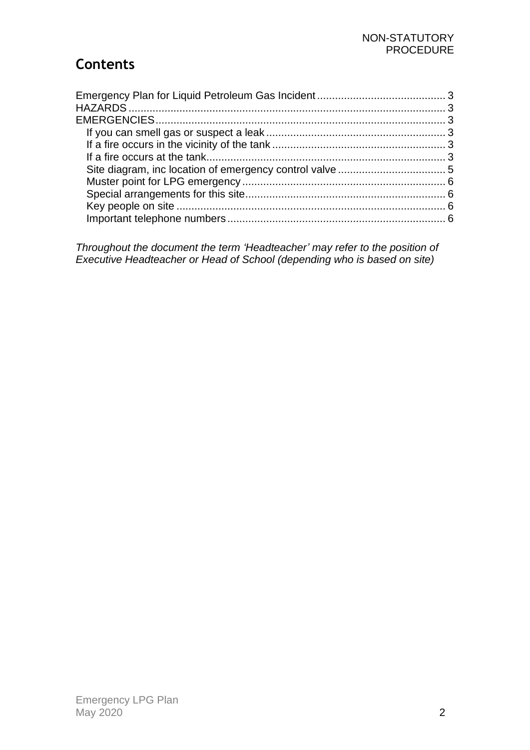NON-STATUTORY PROCEDURE

# Contents

Emergency Plan for Liquid Petroleum Gas Incident .......................................... 3
HAZARDS ......................................................................................................... 3
EMERGENCIES ................................................................................................ 3
  If you can smell gas or suspect a leak ........................................................... 3
  If a fire occurs in the vicinity of the tank .......................................................... 3
  If a fire occurs at the tank ............................................................................... 3
  Site diagram, inc location of emergency control valve .................................... 5
  Muster point for LPG emergency ................................................................... 6
  Special arrangements for this site .................................................................. 6
  Key people on site ......................................................................................... 6
  Important telephone numbers ........................................................................ 6

*Throughout the document the term 'Headteacher' may refer to the position of Executive Headteacher or Head of School (depending who is based on site)*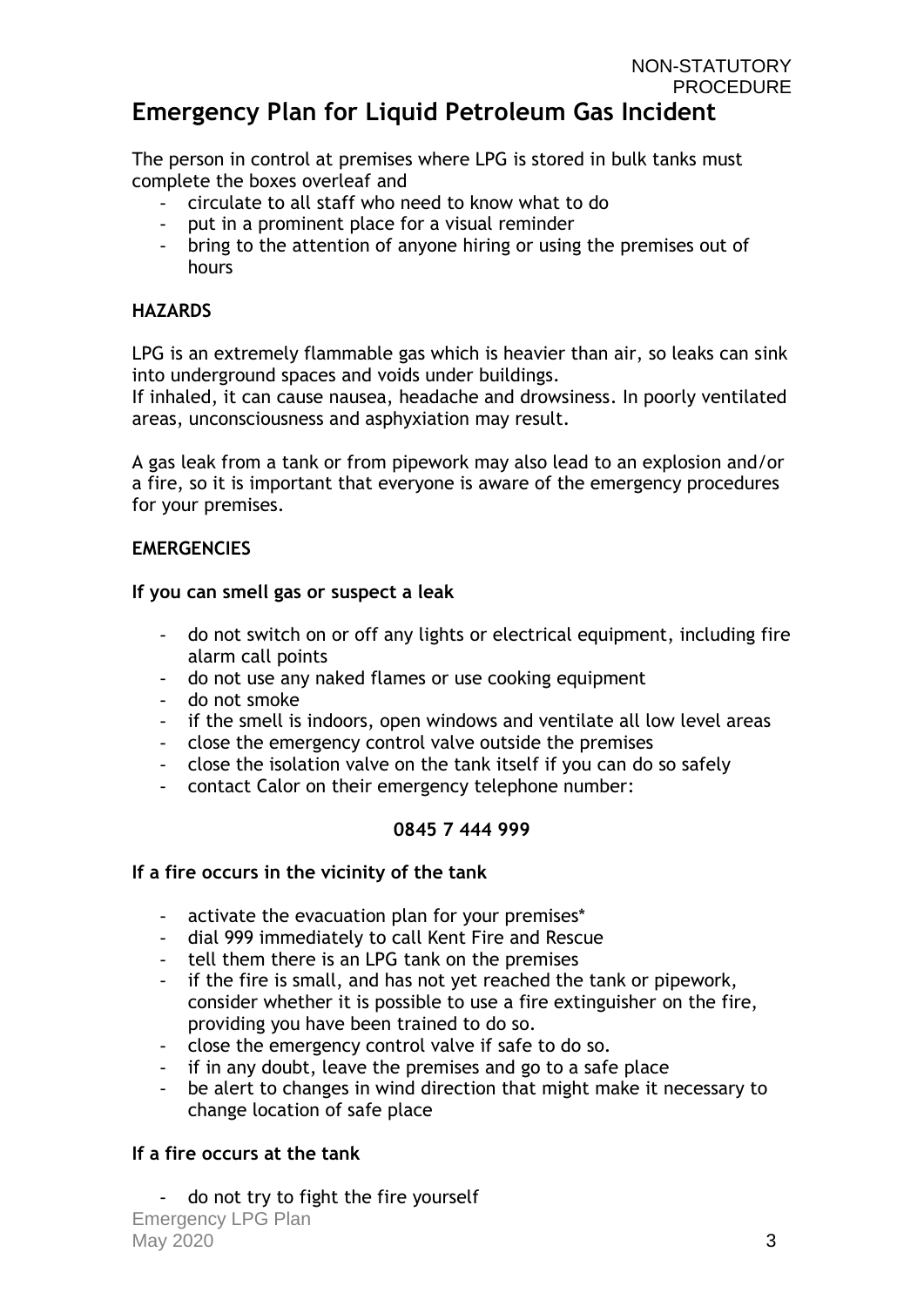NON-STATUTORY PROCEDURE

# Emergency Plan for Liquid Petroleum Gas Incident

The person in control at premises where LPG is stored in bulk tanks must complete the boxes overleaf and

- circulate to all staff who need to know what to do
- put in a prominent place for a visual reminder
- bring to the attention of anyone hiring or using the premises out of hours

## HAZARDS

LPG is an extremely flammable gas which is heavier than air, so leaks can sink into underground spaces and voids under buildings.
If inhaled, it can cause nausea, headache and drowsiness. In poorly ventilated areas, unconsciousness and asphyxiation may result.

A gas leak from a tank or from pipework may also lead to an explosion and/or a fire, so it is important that everyone is aware of the emergency procedures for your premises.

## EMERGENCIES

### If you can smell gas or suspect a leak

- do not switch on or off any lights or electrical equipment, including fire alarm call points
- do not use any naked flames or use cooking equipment
- do not smoke
- if the smell is indoors, open windows and ventilate all low level areas
- close the emergency control valve outside the premises
- close the isolation valve on the tank itself if you can do so safely
- contact Calor on their emergency telephone number:

**0845 7 444 999**

### If a fire occurs in the vicinity of the tank

- activate the evacuation plan for your premises*
- dial 999 immediately to call Kent Fire and Rescue
- tell them there is an LPG tank on the premises
- if the fire is small, and has not yet reached the tank or pipework, consider whether it is possible to use a fire extinguisher on the fire, providing you have been trained to do so.
- close the emergency control valve if safe to do so.
- if in any doubt, leave the premises and go to a safe place
- be alert to changes in wind direction that might make it necessary to change location of safe place

### If a fire occurs at the tank

- do not try to fight the fire yourself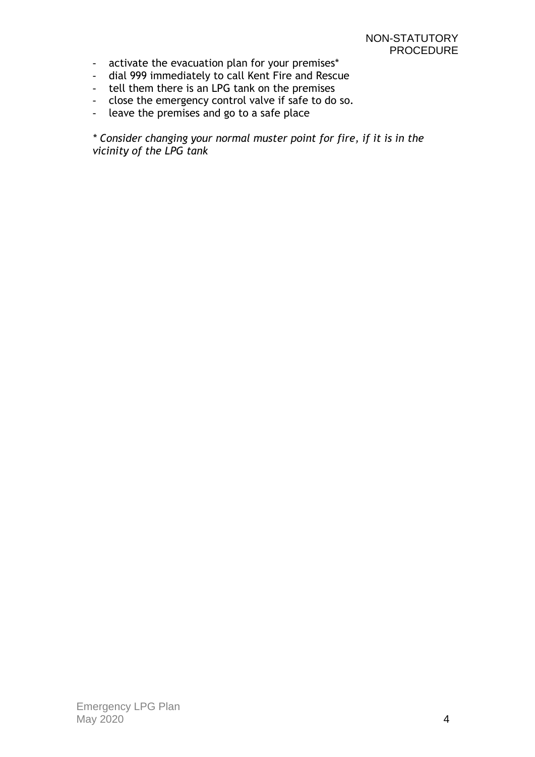- activate the evacuation plan for your premises*
- dial 999 immediately to call Kent Fire and Rescue
- tell them there is an LPG tank on the premises
- close the emergency control valve if safe to do so.
- leave the premises and go to a safe place

*\* Consider changing your normal muster point for fire, if it is in the vicinity of the LPG tank*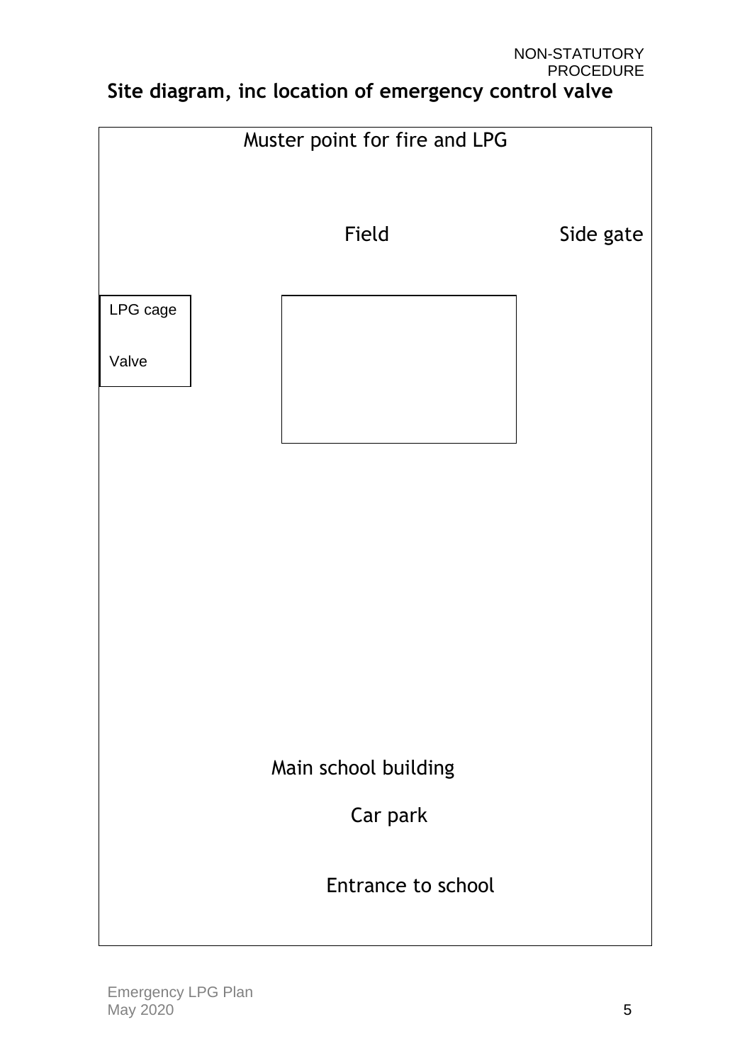NON-STATUTORY PROCEDURE

## Site diagram, inc location of emergency control valve

Muster point for fire and LPG

Field

Side gate

LPG cage

Valve

Main school building

Car park

Entrance to school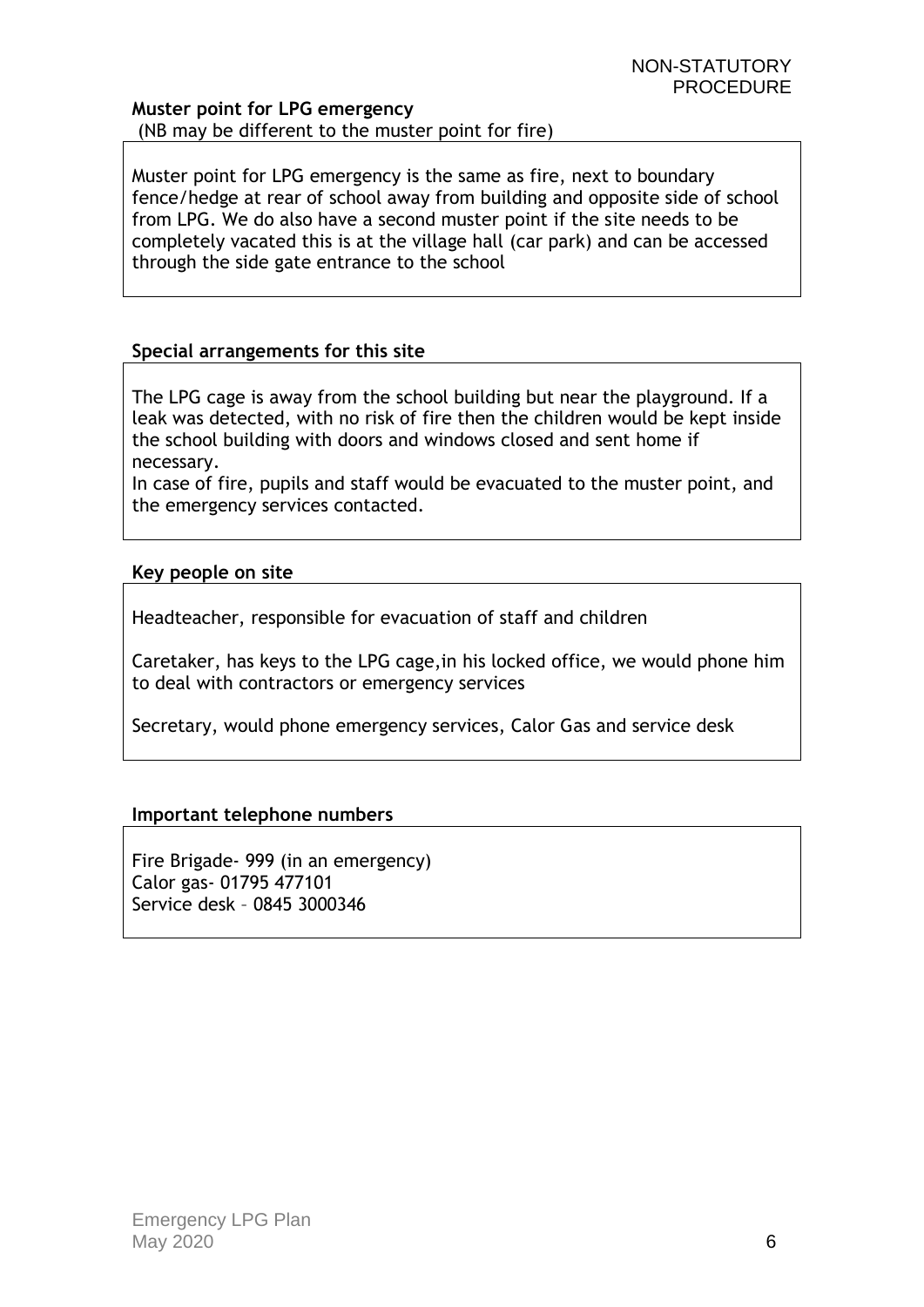NON-STATUTORY PROCEDURE

**Muster point for LPG emergency**
(NB may be different to the muster point for fire)

Muster point for LPG emergency is the same as fire, next to boundary fence/hedge at rear of school away from building and opposite side of school from LPG. We do also have a second muster point if the site needs to be completely vacated this is at the village hall (car park) and can be accessed through the side gate entrance to the school

**Special arrangements for this site**

The LPG cage is away from the school building but near the playground. If a leak was detected, with no risk of fire then the children would be kept inside the school building with doors and windows closed and sent home if necessary.
In case of fire, pupils and staff would be evacuated to the muster point, and the emergency services contacted.

**Key people on site**

Headteacher, responsible for evacuation of staff and children

Caretaker, has keys to the LPG cage,in his locked office, we would phone him to deal with contractors or emergency services

Secretary, would phone emergency services, Calor Gas and service desk

**Important telephone numbers**

Fire Brigade- 999 (in an emergency)
Calor gas- 01795 477101
Service desk – 0845 3000346